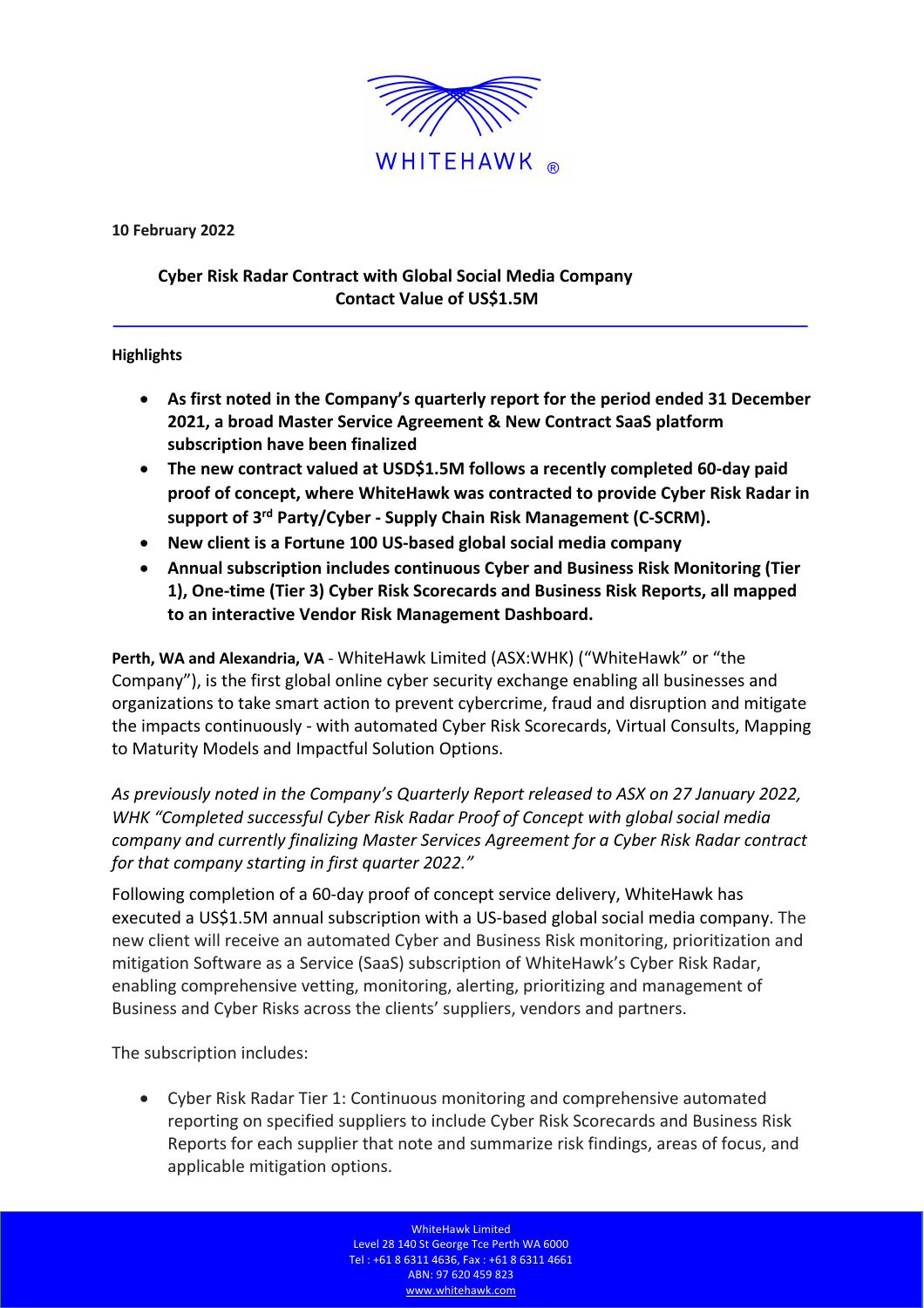10 February 2022

## Cyber Risk Radar Contract with Global Social Media Company
## Contact Value of US$1.5M

---

**Highlights**

- **As first noted in the Company's quarterly report for the period ended 31 December 2021, a broad Master Service Agreement & New Contract SaaS platform subscription have been finalized**
- **The new contract valued at USD$1.5M follows a recently completed 60-day paid proof of concept, where WhiteHawk was contracted to provide Cyber Risk Radar in support of 3rd Party/Cyber - Supply Chain Risk Management (C-SCRM).**
- **New client is a Fortune 100 US-based global social media company**
- **Annual subscription includes continuous Cyber and Business Risk Monitoring (Tier 1), One-time (Tier 3) Cyber Risk Scorecards and Business Risk Reports, all mapped to an interactive Vendor Risk Management Dashboard.**

**Perth, WA and Alexandria, VA** - WhiteHawk Limited (ASX:WHK) ("WhiteHawk" or "the Company"), is the first global online cyber security exchange enabling all businesses and organizations to take smart action to prevent cybercrime, fraud and disruption and mitigate the impacts continuously - with automated Cyber Risk Scorecards, Virtual Consults, Mapping to Maturity Models and Impactful Solution Options.

*As previously noted in the Company's Quarterly Report released to ASX on 27 January 2022, WHK "Completed successful Cyber Risk Radar Proof of Concept with global social media company and currently finalizing Master Services Agreement for a Cyber Risk Radar contract for that company starting in first quarter 2022."*

Following completion of a 60-day proof of concept service delivery, WhiteHawk has executed a US$1.5M annual subscription with a US-based global social media company. The new client will receive an automated Cyber and Business Risk monitoring, prioritization and mitigation Software as a Service (SaaS) subscription of WhiteHawk's Cyber Risk Radar, enabling comprehensive vetting, monitoring, alerting, prioritizing and management of Business and Cyber Risks across the clients' suppliers, vendors and partners.

The subscription includes:

- Cyber Risk Radar Tier 1: Continuous monitoring and comprehensive automated reporting on specified suppliers to include Cyber Risk Scorecards and Business Risk Reports for each supplier that note and summarize risk findings, areas of focus, and applicable mitigation options.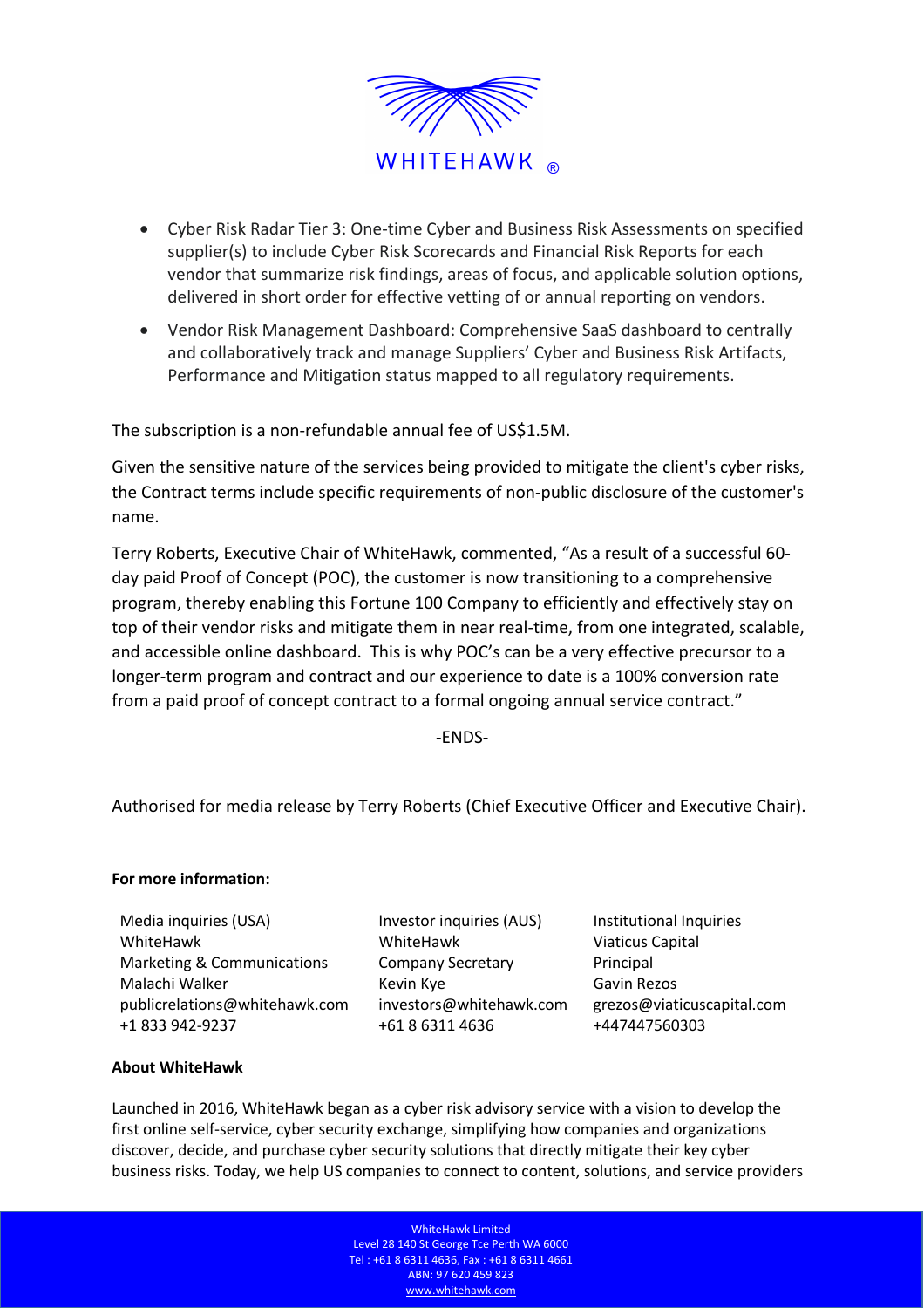- Cyber Risk Radar Tier 3: One-time Cyber and Business Risk Assessments on specified supplier(s) to include Cyber Risk Scorecards and Financial Risk Reports for each vendor that summarize risk findings, areas of focus, and applicable solution options, delivered in short order for effective vetting of or annual reporting on vendors.
- Vendor Risk Management Dashboard: Comprehensive SaaS dashboard to centrally and collaboratively track and manage Suppliers' Cyber and Business Risk Artifacts, Performance and Mitigation status mapped to all regulatory requirements.

The subscription is a non-refundable annual fee of US$1.5M.

Given the sensitive nature of the services being provided to mitigate the client's cyber risks, the Contract terms include specific requirements of non-public disclosure of the customer's name.

Terry Roberts, Executive Chair of WhiteHawk, commented, "As a result of a successful 60-day paid Proof of Concept (POC), the customer is now transitioning to a comprehensive program, thereby enabling this Fortune 100 Company to efficiently and effectively stay on top of their vendor risks and mitigate them in near real-time, from one integrated, scalable, and accessible online dashboard. This is why POC's can be a very effective precursor to a longer-term program and contract and our experience to date is a 100% conversion rate from a paid proof of concept contract to a formal ongoing annual service contract."

-ENDS-

Authorised for media release by Terry Roberts (Chief Executive Officer and Executive Chair).

**For more information:**

| Media inquiries (USA) | Investor inquiries (AUS) | Institutional Inquiries |
|---|---|---|
| WhiteHawk | WhiteHawk | Viaticus Capital |
| Marketing & Communications | Company Secretary | Principal |
| Malachi Walker | Kevin Kye | Gavin Rezos |
| publicrelations@whitehawk.com | investors@whitehawk.com | grezos@viaticuscapital.com |
| +1 833 942-9237 | +61 8 6311 4636 | +447447560303 |

**About WhiteHawk**

Launched in 2016, WhiteHawk began as a cyber risk advisory service with a vision to develop the first online self-service, cyber security exchange, simplifying how companies and organizations discover, decide, and purchase cyber security solutions that directly mitigate their key cyber business risks. Today, we help US companies to connect to content, solutions, and service providers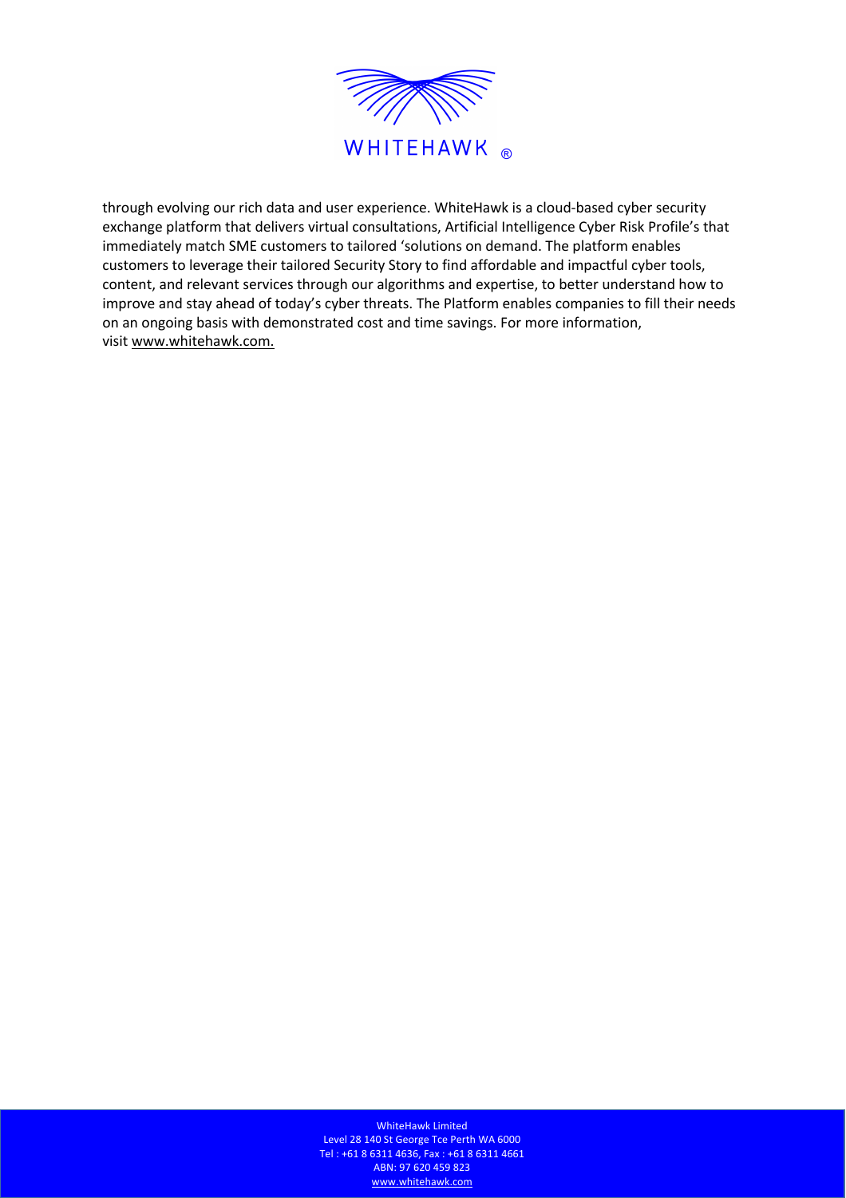through evolving our rich data and user experience. WhiteHawk is a cloud-based cyber security exchange platform that delivers virtual consultations, Artificial Intelligence Cyber Risk Profile's that immediately match SME customers to tailored 'solutions on demand. The platform enables customers to leverage their tailored Security Story to find affordable and impactful cyber tools, content, and relevant services through our algorithms and expertise, to better understand how to improve and stay ahead of today's cyber threats. The Platform enables companies to fill their needs on an ongoing basis with demonstrated cost and time savings. For more information, visit www.whitehawk.com.